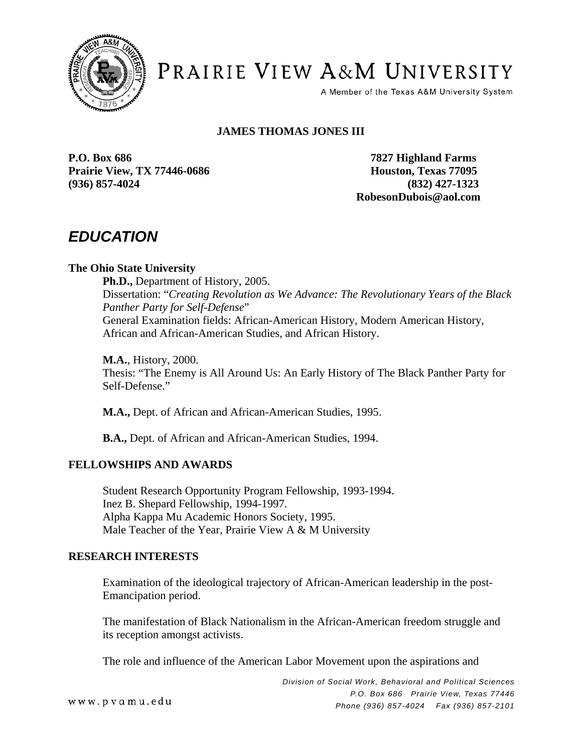# JAMES THOMAS JONES III

**P.O. Box 686**
**Prairie View, TX 77446-0686**
**(936) 857-4024**

**7827 Highland Farms**
**Houston, Texas 77095**
**(832) 427-1323**
**RobesonDubois@aol.com**

## *EDUCATION*

**The Ohio State University**

**Ph.D.,** Department of History, 2005.
Dissertation: "*Creating Revolution as We Advance: The Revolutionary Years of the Black Panther Party for Self-Defense*"
General Examination fields: African-American History, Modern American History, African and African-American Studies, and African History.

**M.A.**, History, 2000.
Thesis: "The Enemy is All Around Us: An Early History of The Black Panther Party for Self-Defense."

**M.A.,** Dept. of African and African-American Studies, 1995.

**B.A.,** Dept. of African and African-American Studies, 1994.

### FELLOWSHIPS AND AWARDS

Student Research Opportunity Program Fellowship, 1993-1994.
Inez B. Shepard Fellowship, 1994-1997.
Alpha Kappa Mu Academic Honors Society, 1995.
Male Teacher of the Year, Prairie View A & M University

### RESEARCH INTERESTS

Examination of the ideological trajectory of African-American leadership in the post-Emancipation period.

The manifestation of Black Nationalism in the African-American freedom struggle and its reception amongst activists.

The role and influence of the American Labor Movement upon the aspirations and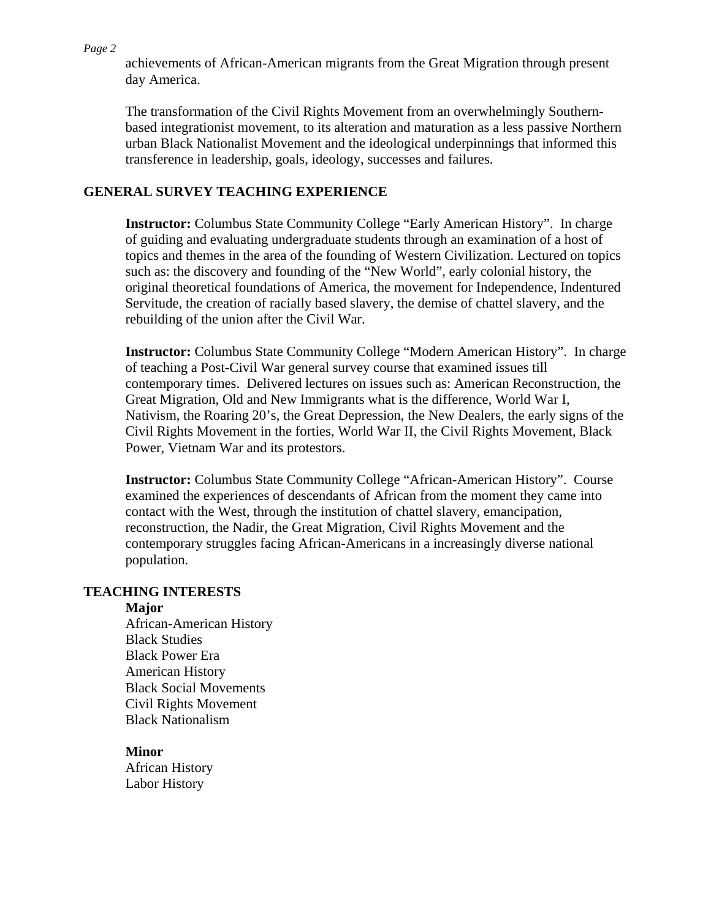achievements of African-American migrants from the Great Migration through present day America.

The transformation of the Civil Rights Movement from an overwhelmingly Southern-based integrationist movement, to its alteration and maturation as a less passive Northern urban Black Nationalist Movement and the ideological underpinnings that informed this transference in leadership, goals, ideology, successes and failures.

## GENERAL SURVEY TEACHING EXPERIENCE

**Instructor:** Columbus State Community College "Early American History". In charge of guiding and evaluating undergraduate students through an examination of a host of topics and themes in the area of the founding of Western Civilization. Lectured on topics such as: the discovery and founding of the "New World", early colonial history, the original theoretical foundations of America, the movement for Independence, Indentured Servitude, the creation of racially based slavery, the demise of chattel slavery, and the rebuilding of the union after the Civil War.

**Instructor:** Columbus State Community College "Modern American History". In charge of teaching a Post-Civil War general survey course that examined issues till contemporary times. Delivered lectures on issues such as: American Reconstruction, the Great Migration, Old and New Immigrants what is the difference, World War I, Nativism, the Roaring 20's, the Great Depression, the New Dealers, the early signs of the Civil Rights Movement in the forties, World War II, the Civil Rights Movement, Black Power, Vietnam War and its protestors.

**Instructor:** Columbus State Community College "African-American History". Course examined the experiences of descendants of African from the moment they came into contact with the West, through the institution of chattel slavery, emancipation, reconstruction, the Nadir, the Great Migration, Civil Rights Movement and the contemporary struggles facing African-Americans in a increasingly diverse national population.

## TEACHING INTERESTS

**Major**

African-American History
Black Studies
Black Power Era
American History
Black Social Movements
Civil Rights Movement
Black Nationalism

**Minor**

African History
Labor History